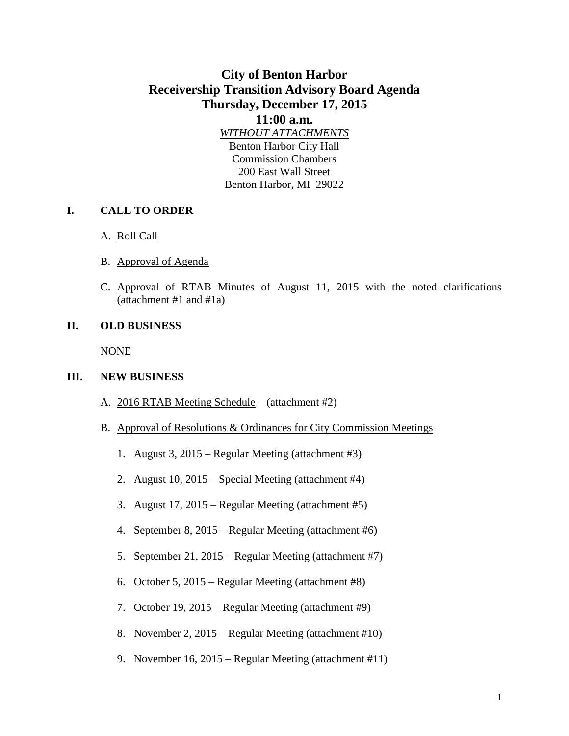# City of Benton Harbor
# Receivership Transition Advisory Board Agenda
# Thursday, December 17, 2015
# 11:00 a.m.

*WITHOUT ATTACHMENTS*

Benton Harbor City Hall
Commission Chambers
200 East Wall Street
Benton Harbor, MI 29022

## I. CALL TO ORDER

A. Roll Call

B. Approval of Agenda

C. Approval of RTAB Minutes of August 11, 2015 with the noted clarifications (attachment #1 and #1a)

## II. OLD BUSINESS

NONE

## III. NEW BUSINESS

A. 2016 RTAB Meeting Schedule – (attachment #2)

B. Approval of Resolutions & Ordinances for City Commission Meetings

1. August 3, 2015 – Regular Meeting (attachment #3)
2. August 10, 2015 – Special Meeting (attachment #4)
3. August 17, 2015 – Regular Meeting (attachment #5)
4. September 8, 2015 – Regular Meeting (attachment #6)
5. September 21, 2015 – Regular Meeting (attachment #7)
6. October 5, 2015 – Regular Meeting (attachment #8)
7. October 19, 2015 – Regular Meeting (attachment #9)
8. November 2, 2015 – Regular Meeting (attachment #10)
9. November 16, 2015 – Regular Meeting (attachment #11)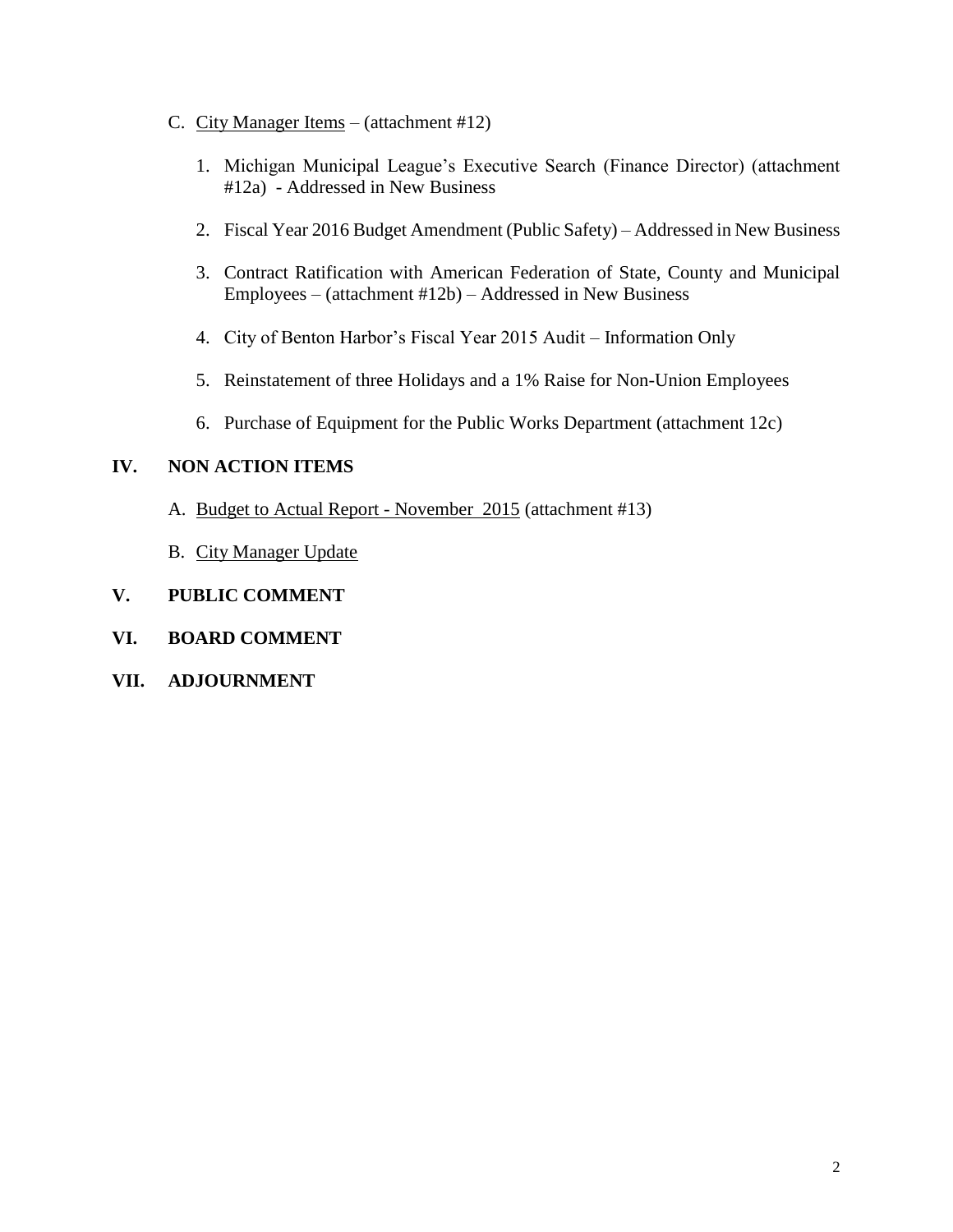C. City Manager Items – (attachment #12)

1. Michigan Municipal League's Executive Search (Finance Director) (attachment #12a) - Addressed in New Business

2. Fiscal Year 2016 Budget Amendment (Public Safety) – Addressed in New Business

3. Contract Ratification with American Federation of State, County and Municipal Employees – (attachment #12b) – Addressed in New Business

4. City of Benton Harbor's Fiscal Year 2015 Audit – Information Only

5. Reinstatement of three Holidays and a 1% Raise for Non-Union Employees

6. Purchase of Equipment for the Public Works Department (attachment 12c)

## IV. NON ACTION ITEMS

A. Budget to Actual Report - November 2015 (attachment #13)

B. City Manager Update

## V. PUBLIC COMMENT

## VI. BOARD COMMENT

## VII. ADJOURNMENT